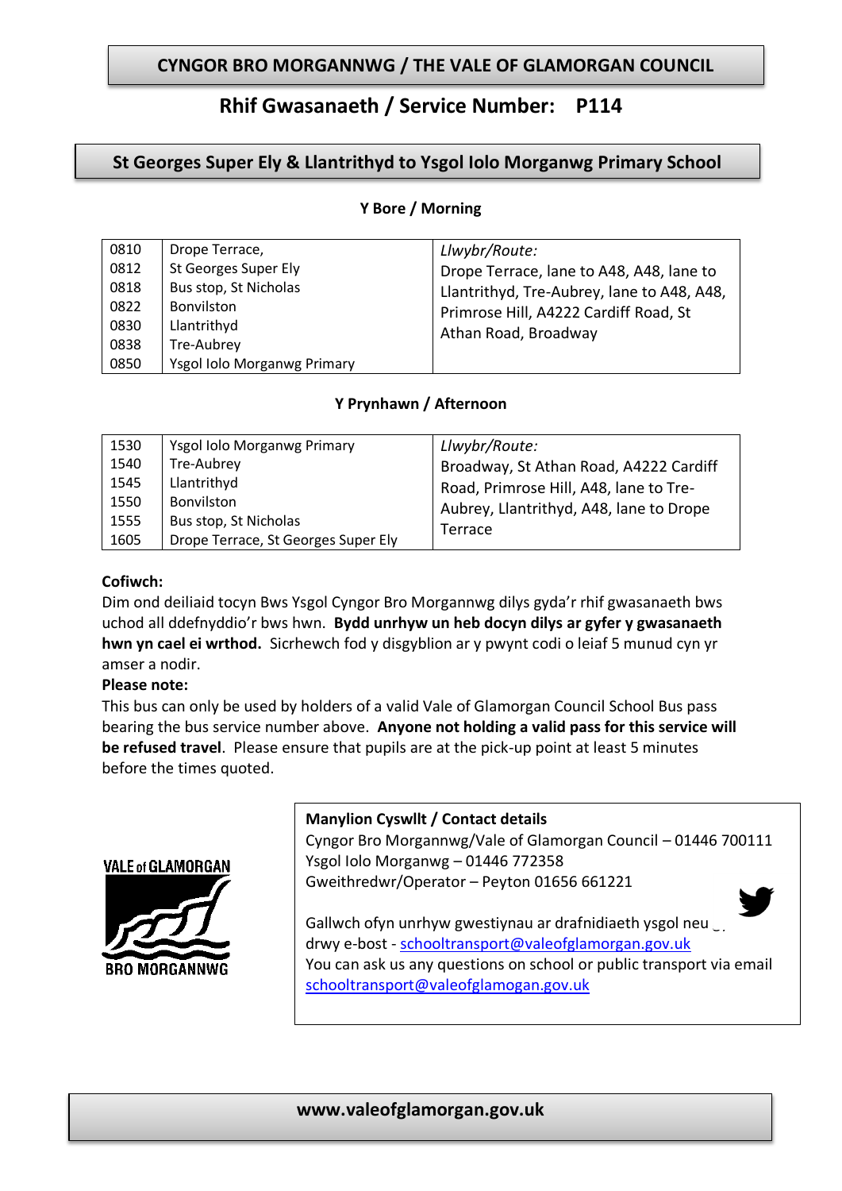# CYNGOR BRO MORGANNWG / THE VALE OF GLAMORGAN COUNCIL

## Rhif Gwasanaeth / Service Number: P114

## St Georges Super Ely & Llantrithyd to Ysgol Iolo Morganwg Primary School

### Y Bore / Morning

| Time | Stop | Llwybr/Route |
|---|---|---|
| 0810 | Drope Terrace, | *Llwybr/Route:* Drope Terrace, lane to A48, A48, lane to Llantrithyd, Tre-Aubrey, lane to A48, A48, Primrose Hill, A4222 Cardiff Road, St Athan Road, Broadway |
| 0812 | St Georges Super Ely | |
| 0818 | Bus stop, St Nicholas | |
| 0822 | Bonvilston | |
| 0830 | Llantrithyd | |
| 0838 | Tre-Aubrey | |
| 0850 | Ysgol Iolo Morganwg Primary | |

### Y Prynhawn / Afternoon

| Time | Stop | Llwybr/Route |
|---|---|---|
| 1530 | Ysgol Iolo Morganwg Primary | *Llwybr/Route:* Broadway, St Athan Road, A4222 Cardiff Road, Primrose Hill, A48, lane to Tre-Aubrey, Llantrithyd, A48, lane to Drope Terrace |
| 1540 | Tre-Aubrey | |
| 1545 | Llantrithyd | |
| 1550 | Bonvilston | |
| 1555 | Bus stop, St Nicholas | |
| 1605 | Drope Terrace, St Georges Super Ely | |

**Cofiwch:**
Dim ond deiliaid tocyn Bws Ysgol Cyngor Bro Morgannwg dilys gyda'r rhif gwasanaeth bws uchod all ddefnyddio'r bws hwn. **Bydd unrhyw un heb docyn dilys ar gyfer y gwasanaeth hwn yn cael ei wrthod.** Sicrhewch fod y disgyblion ar y pwynt codi o leiaf 5 munud cyn yr amser a nodir.

**Please note:**
This bus can only be used by holders of a valid Vale of Glamorgan Council School Bus pass bearing the bus service number above. **Anyone not holding a valid pass for this service will be refused travel**. Please ensure that pupils are at the pick-up point at least 5 minutes before the times quoted.

VALE of GLAMORGAN
BRO MORGANNWG

**Manylion Cyswllt / Contact details**
Cyngor Bro Morgannwg/Vale of Glamorgan Council – 01446 700111
Ysgol Iolo Morganwg – 01446 772358
Gweithredwr/Operator – Peyton 01656 661221

Gallwch ofyn unrhyw gwestiynau ar drafnidiaeth ysgol neu drwy e-bost - schooltransport@valeofglamorgan.gov.uk
You can ask us any questions on school or public transport via email schooltransport@valeofglamogan.gov.uk

**www.valeofglamorgan.gov.uk**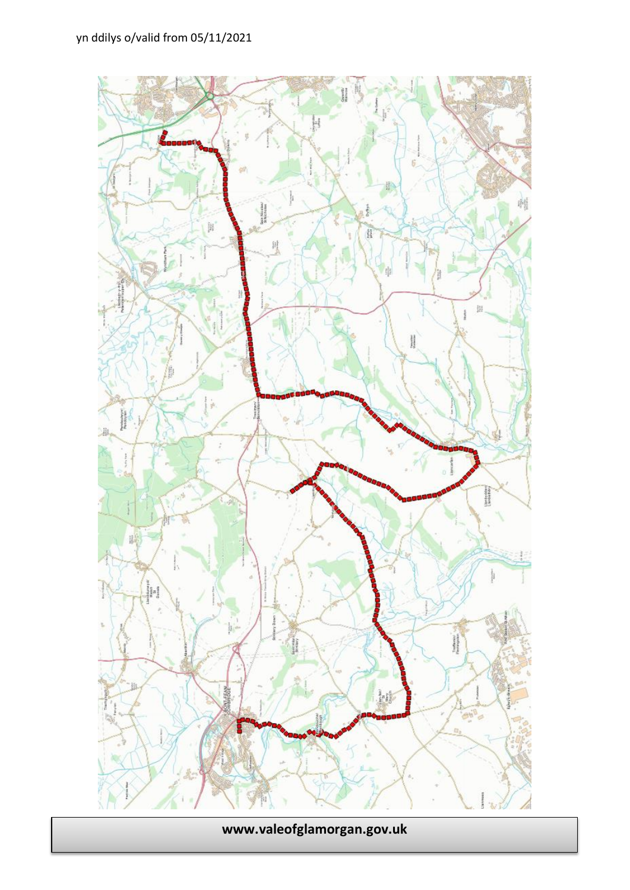yn ddilys o/valid from 05/11/2021

**www.valeofglamorgan.gov.uk**